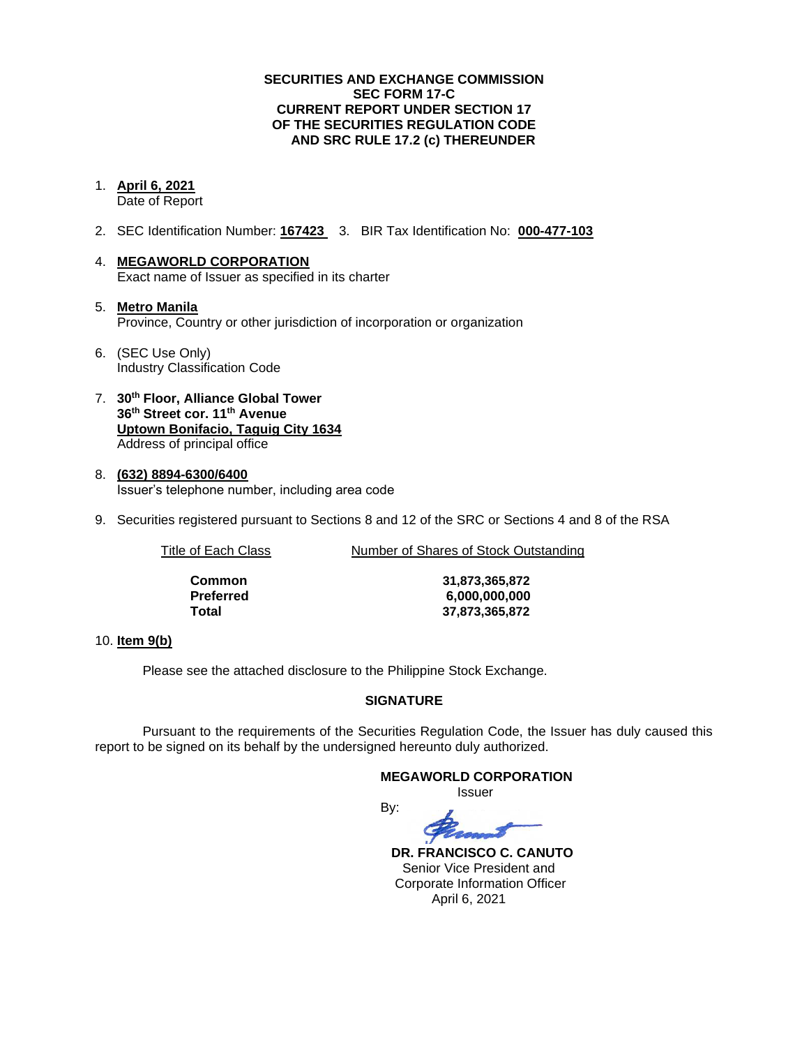**SECURITIES AND EXCHANGE COMMISSION**
**SEC FORM 17-C**
**CURRENT REPORT UNDER SECTION 17**
**OF THE SECURITIES REGULATION CODE**
**AND SRC RULE 17.2 (c) THEREUNDER**

1. **April 6, 2021**
   Date of Report

2. SEC Identification Number: **167423**  3. BIR Tax Identification No: **000-477-103**

4. **MEGAWORLD CORPORATION**
   Exact name of Issuer as specified in its charter

5. **Metro Manila**
   Province, Country or other jurisdiction of incorporation or organization

6. (SEC Use Only)
   Industry Classification Code

7. **30th Floor, Alliance Global Tower**
   **36th Street cor. 11th Avenue**
   **Uptown Bonifacio, Taguig City 1634**
   Address of principal office

8. **(632) 8894-6300/6400**
   Issuer's telephone number, including area code

9. Securities registered pursuant to Sections 8 and 12 of the SRC or Sections 4 and 8 of the RSA

| Title of Each Class | Number of Shares of Stock Outstanding |
|---|---|
| **Common** | **31,873,365,872** |
| **Preferred** | **6,000,000,000** |
| **Total** | **37,873,365,872** |

10. **Item 9(b)**

Please see the attached disclosure to the Philippine Stock Exchange.

**SIGNATURE**

Pursuant to the requirements of the Securities Regulation Code, the Issuer has duly caused this report to be signed on its behalf by the undersigned hereunto duly authorized.

**MEGAWORLD CORPORATION**
Issuer

By:

**DR. FRANCISCO C. CANUTO**
Senior Vice President and
Corporate Information Officer
April 6, 2021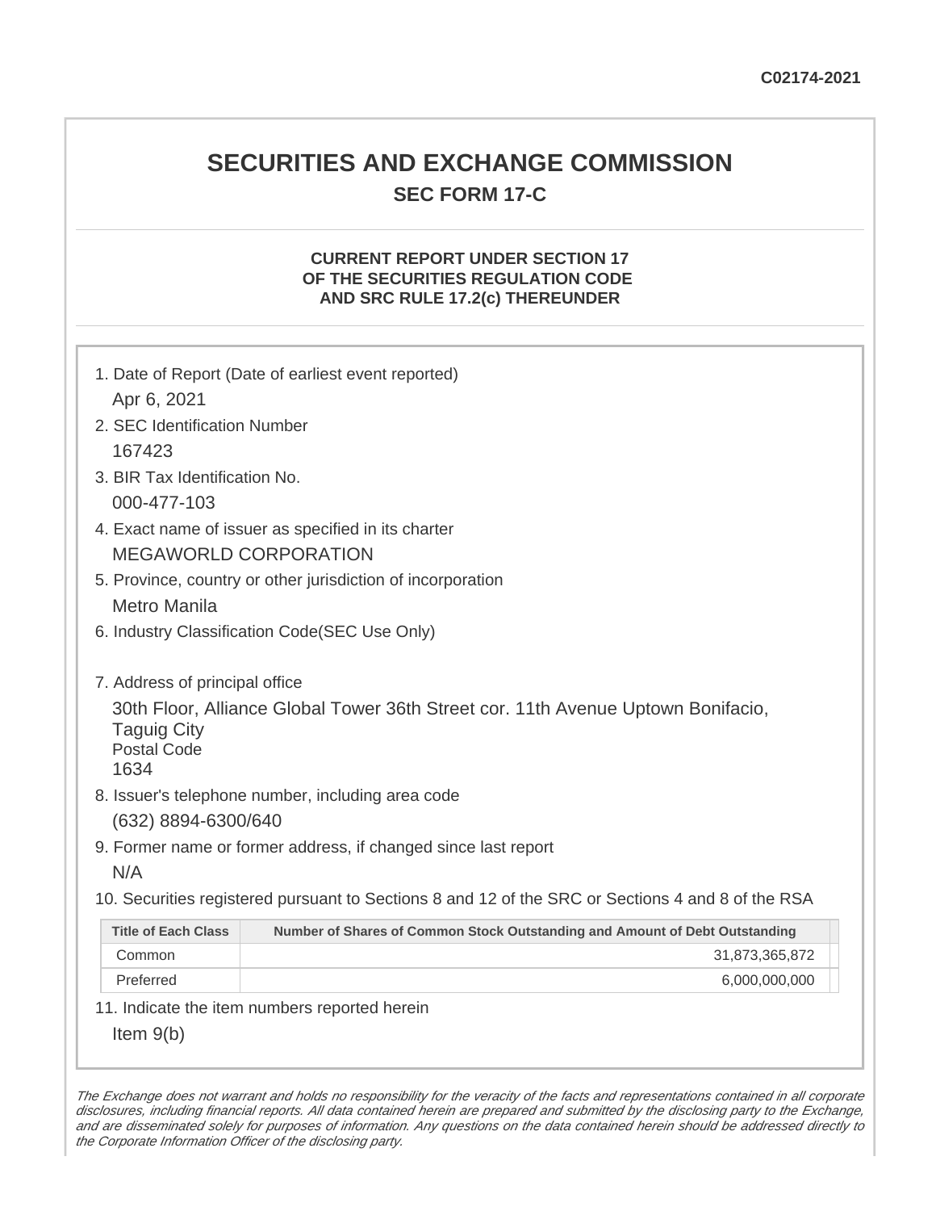C02174-2021

# SECURITIES AND EXCHANGE COMMISSION

## SEC FORM 17-C

### CURRENT REPORT UNDER SECTION 17 OF THE SECURITIES REGULATION CODE AND SRC RULE 17.2(c) THEREUNDER

1. Date of Report (Date of earliest event reported)
   Apr 6, 2021
2. SEC Identification Number
   167423
3. BIR Tax Identification No.
   000-477-103
4. Exact name of issuer as specified in its charter
   MEGAWORLD CORPORATION
5. Province, country or other jurisdiction of incorporation
   Metro Manila
6. Industry Classification Code(SEC Use Only)

7. Address of principal office
   30th Floor, Alliance Global Tower 36th Street cor. 11th Avenue Uptown Bonifacio, Taguig City
   Postal Code
   1634
8. Issuer's telephone number, including area code
   (632) 8894-6300/640
9. Former name or former address, if changed since last report
   N/A
10. Securities registered pursuant to Sections 8 and 12 of the SRC or Sections 4 and 8 of the RSA

| Title of Each Class | Number of Shares of Common Stock Outstanding and Amount of Debt Outstanding |
|---|---|
| Common | 31,873,365,872 |
| Preferred | 6,000,000,000 |

11. Indicate the item numbers reported herein
    Item 9(b)

*The Exchange does not warrant and holds no responsibility for the veracity of the facts and representations contained in all corporate disclosures, including financial reports. All data contained herein are prepared and submitted by the disclosing party to the Exchange, and are disseminated solely for purposes of information. Any questions on the data contained herein should be addressed directly to the Corporate Information Officer of the disclosing party.*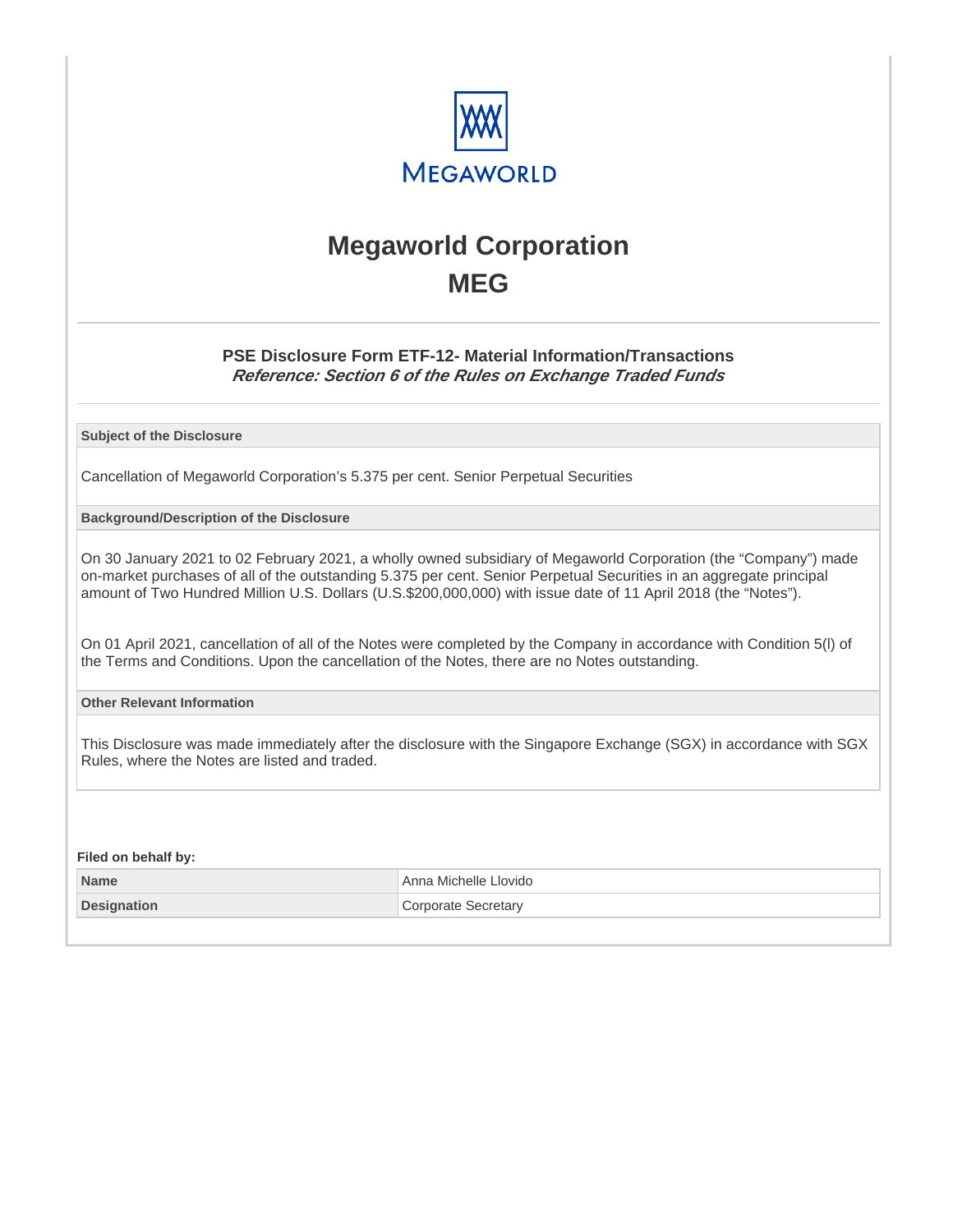MEGAWORLD

# Megaworld Corporation
## MEG

### PSE Disclosure Form ETF-12- Material Information/Transactions
***Reference: Section 6 of the Rules on Exchange Traded Funds***

**Subject of the Disclosure**

Cancellation of Megaworld Corporation's 5.375 per cent. Senior Perpetual Securities

**Background/Description of the Disclosure**

On 30 January 2021 to 02 February 2021, a wholly owned subsidiary of Megaworld Corporation (the "Company") made on-market purchases of all of the outstanding 5.375 per cent. Senior Perpetual Securities in an aggregate principal amount of Two Hundred Million U.S. Dollars (U.S.$200,000,000) with issue date of 11 April 2018 (the "Notes").

On 01 April 2021, cancellation of all of the Notes were completed by the Company in accordance with Condition 5(l) of the Terms and Conditions. Upon the cancellation of the Notes, there are no Notes outstanding.

**Other Relevant Information**

This Disclosure was made immediately after the disclosure with the Singapore Exchange (SGX) in accordance with SGX Rules, where the Notes are listed and traded.

**Filed on behalf by:**

| | |
|---|---|
| **Name** | Anna Michelle Llovido |
| **Designation** | Corporate Secretary |